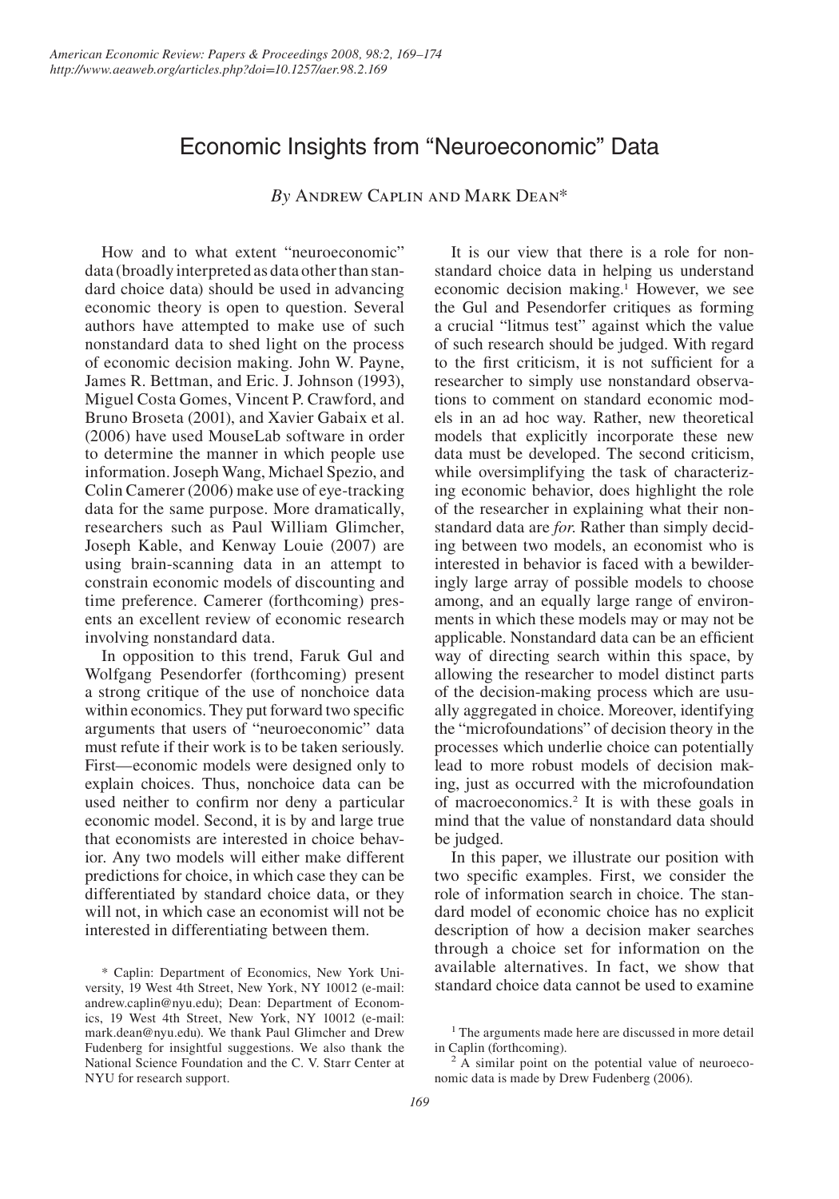# Economic Insights from "Neuroeconomic" Data

*By* Andrew Caplin and Mark Dean*

How and to what extent "neuroeconomic" data (broadly interpreted as data other than standard choice data) should be used in advancing economic theory is open to question. Several authors have attempted to make use of such nonstandard data to shed light on the process of economic decision making. John W. Payne, James R. Bettman, and Eric. J. Johnson (1993), Miguel Costa Gomes, Vincent P. Crawford, and Bruno Broseta (2001), and Xavier Gabaix et al. (2006) have used MouseLab software in order to determine the manner in which people use information. Joseph Wang, Michael Spezio, and Colin Camerer (2006) make use of eye-tracking data for the same purpose. More dramatically, researchers such as Paul William Glimcher, Joseph Kable, and Kenway Louie (2007) are using brain-scanning data in an attempt to constrain economic models of discounting and time preference. Camerer (forthcoming) presents an excellent review of economic research involving nonstandard data.

In opposition to this trend, Faruk Gul and Wolfgang Pesendorfer (forthcoming) present a strong critique of the use of nonchoice data within economics. They put forward two specific arguments that users of "neuroeconomic" data must refute if their work is to be taken seriously. First—economic models were designed only to explain choices. Thus, nonchoice data can be used neither to confirm nor deny a particular economic model. Second, it is by and large true that economists are interested in choice behavior. Any two models will either make different predictions for choice, in which case they can be differentiated by standard choice data, or they will not, in which case an economist will not be interested in differentiating between them.

It is our view that there is a role for nonstandard choice data in helping us understand economic decision making.[1] However, we see the Gul and Pesendorfer critiques as forming a crucial "litmus test" against which the value of such research should be judged. With regard to the first criticism, it is not sufficient for a researcher to simply use nonstandard observations to comment on standard economic models in an ad hoc way. Rather, new theoretical models that explicitly incorporate these new data must be developed. The second criticism, while oversimplifying the task of characterizing economic behavior, does highlight the role of the researcher in explaining what their nonstandard data are *for*. Rather than simply deciding between two models, an economist who is interested in behavior is faced with a bewilderingly large array of possible models to choose among, and an equally large range of environments in which these models may or may not be applicable. Nonstandard data can be an efficient way of directing search within this space, by allowing the researcher to model distinct parts of the decision-making process which are usually aggregated in choice. Moreover, identifying the "microfoundations" of decision theory in the processes which underlie choice can potentially lead to more robust models of decision making, just as occurred with the microfoundation of macroeconomics.[2] It is with these goals in mind that the value of nonstandard data should be judged.

In this paper, we illustrate our position with two specific examples. First, we consider the role of information search in choice. The standard model of economic choice has no explicit description of how a decision maker searches through a choice set for information on the available alternatives. In fact, we show that standard choice data cannot be used to examine

\* Caplin: Department of Economics, New York University, 19 West 4th Street, New York, NY 10012 (e-mail: andrew.caplin@nyu.edu); Dean: Department of Economics, 19 West 4th Street, New York, NY 10012 (e-mail: mark.dean@nyu.edu). We thank Paul Glimcher and Drew Fudenberg for insightful suggestions. We also thank the National Science Foundation and the C. V. Starr Center at NYU for research support.

[1] The arguments made here are discussed in more detail in Caplin (forthcoming).

[2] A similar point on the potential value of neuroeconomic data is made by Drew Fudenberg (2006).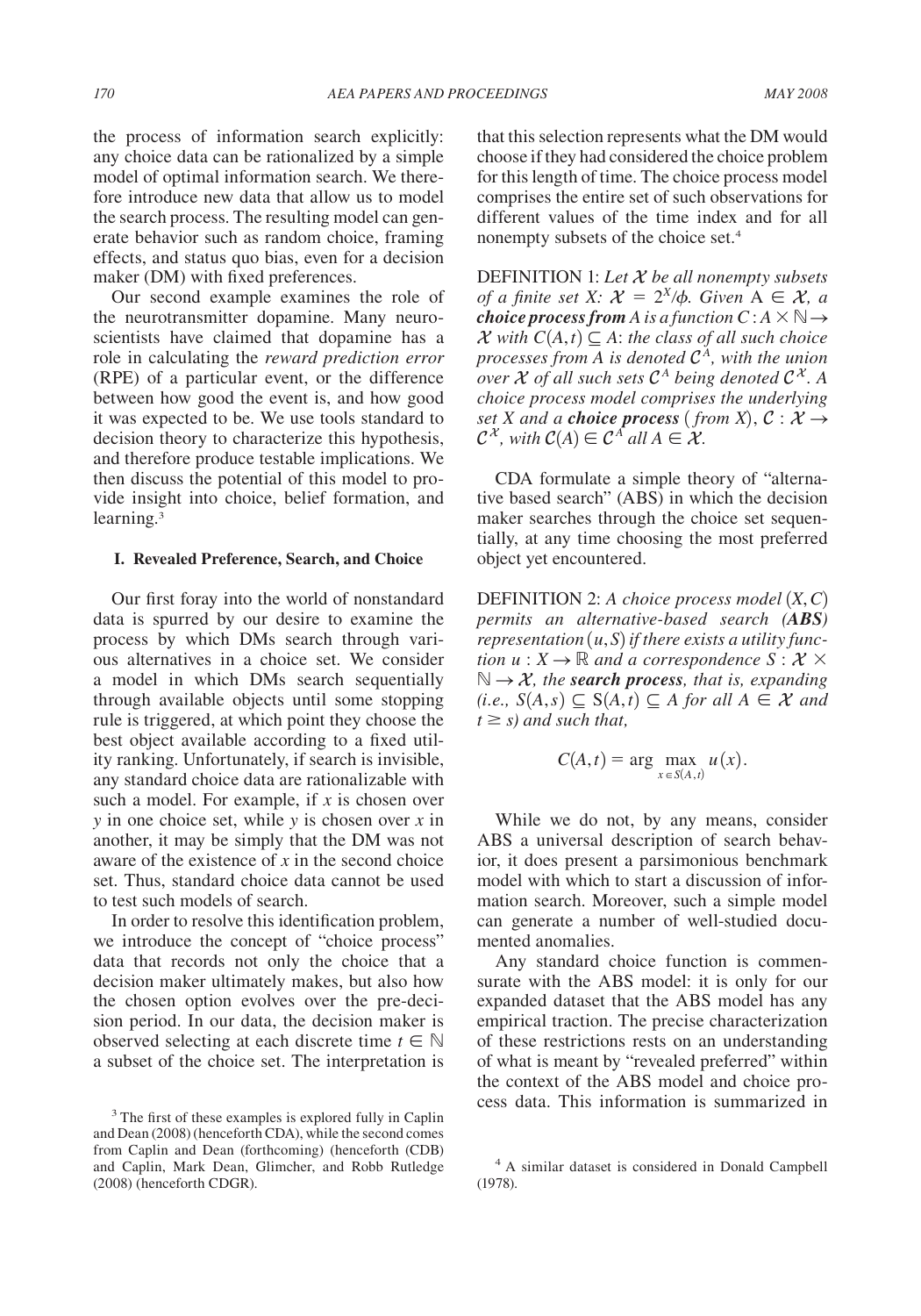the process of information search explicitly: any choice data can be rationalized by a simple model of optimal information search. We therefore introduce new data that allow us to model the search process. The resulting model can generate behavior such as random choice, framing effects, and status quo bias, even for a decision maker (DM) with fixed preferences.

Our second example examines the role of the neurotransmitter dopamine. Many neuroscientists have claimed that dopamine has a role in calculating the *reward prediction error* (RPE) of a particular event, or the difference between how good the event is, and how good it was expected to be. We use tools standard to decision theory to characterize this hypothesis, and therefore produce testable implications. We then discuss the potential of this model to provide insight into choice, belief formation, and learning.[3]

## I. Revealed Preference, Search, and Choice

Our first foray into the world of nonstandard data is spurred by our desire to examine the process by which DMs search through various alternatives in a choice set. We consider a model in which DMs search sequentially through available objects until some stopping rule is triggered, at which point they choose the best object available according to a fixed utility ranking. Unfortunately, if search is invisible, any standard choice data are rationalizable with such a model. For example, if $x$ is chosen over $y$ in one choice set, while $y$ is chosen over $x$ in another, it may be simply that the DM was not aware of the existence of $x$ in the second choice set. Thus, standard choice data cannot be used to test such models of search.

In order to resolve this identification problem, we introduce the concept of "choice process" data that records not only the choice that a decision maker ultimately makes, but also how the chosen option evolves over the pre-decision period. In our data, the decision maker is observed selecting at each discrete time $t \in \mathbb{N}$ a subset of the choice set. The interpretation is that this selection represents what the DM would choose if they had considered the choice problem for this length of time. The choice process model comprises the entire set of such observations for different values of the time index and for all nonempty subsets of the choice set.[4]

DEFINITION 1: *Let $\mathcal{X}$ be all nonempty subsets of a finite set $X$: $\mathcal{X} = 2^X/\phi$. Given $A \in \mathcal{X}$, a **choice process from** $A$ is a function $C : A \times \mathbb{N} \rightarrow \mathcal{X}$ with $C(A,t) \subseteq A$: the class of all such choice processes from $A$ is denoted $\mathcal{C}^A$, with the union over $\mathcal{X}$ of all such sets $\mathcal{C}^A$ being denoted $\mathcal{C}^{\mathcal{X}}$. A choice process model comprises the underlying set $X$ and a **choice process** (from $X$), $\mathcal{C} : \mathcal{X} \rightarrow \mathcal{C}^{\mathcal{X}}$, with $\mathcal{C}(A) \in \mathcal{C}^A$ all $A \in \mathcal{X}$.*

CDA formulate a simple theory of "alternative based search" (ABS) in which the decision maker searches through the choice set sequentially, at any time choosing the most preferred object yet encountered.

DEFINITION 2: *A choice process model $(X, C)$ permits an alternative-based search (**ABS**) representation $(u, S)$ if there exists a utility function $u : X \rightarrow \mathbb{R}$ and a correspondence $S : \mathcal{X} \times \mathbb{N} \rightarrow \mathcal{X}$, the **search process**, that is, expanding (i.e., $S(A,s) \subseteq S(A,t) \subseteq A$ for all $A \in \mathcal{X}$ and $t \geq s$) and such that,*

$$C(A,t) = \arg \max_{x \in S(A,t)} u(x).$$

While we do not, by any means, consider ABS a universal description of search behavior, it does present a parsimonious benchmark model with which to start a discussion of information search. Moreover, such a simple model can generate a number of well-studied documented anomalies.

Any standard choice function is commensurate with the ABS model: it is only for our expanded dataset that the ABS model has any empirical traction. The precise characterization of these restrictions rests on an understanding of what is meant by "revealed preferred" within the context of the ABS model and choice process data. This information is summarized in

[3] The first of these examples is explored fully in Caplin and Dean (2008) (henceforth CDA), while the second comes from Caplin and Dean (forthcoming) (henceforth (CDB) and Caplin, Mark Dean, Glimcher, and Robb Rutledge (2008) (henceforth CDGR).

[4] A similar dataset is considered in Donald Campbell (1978).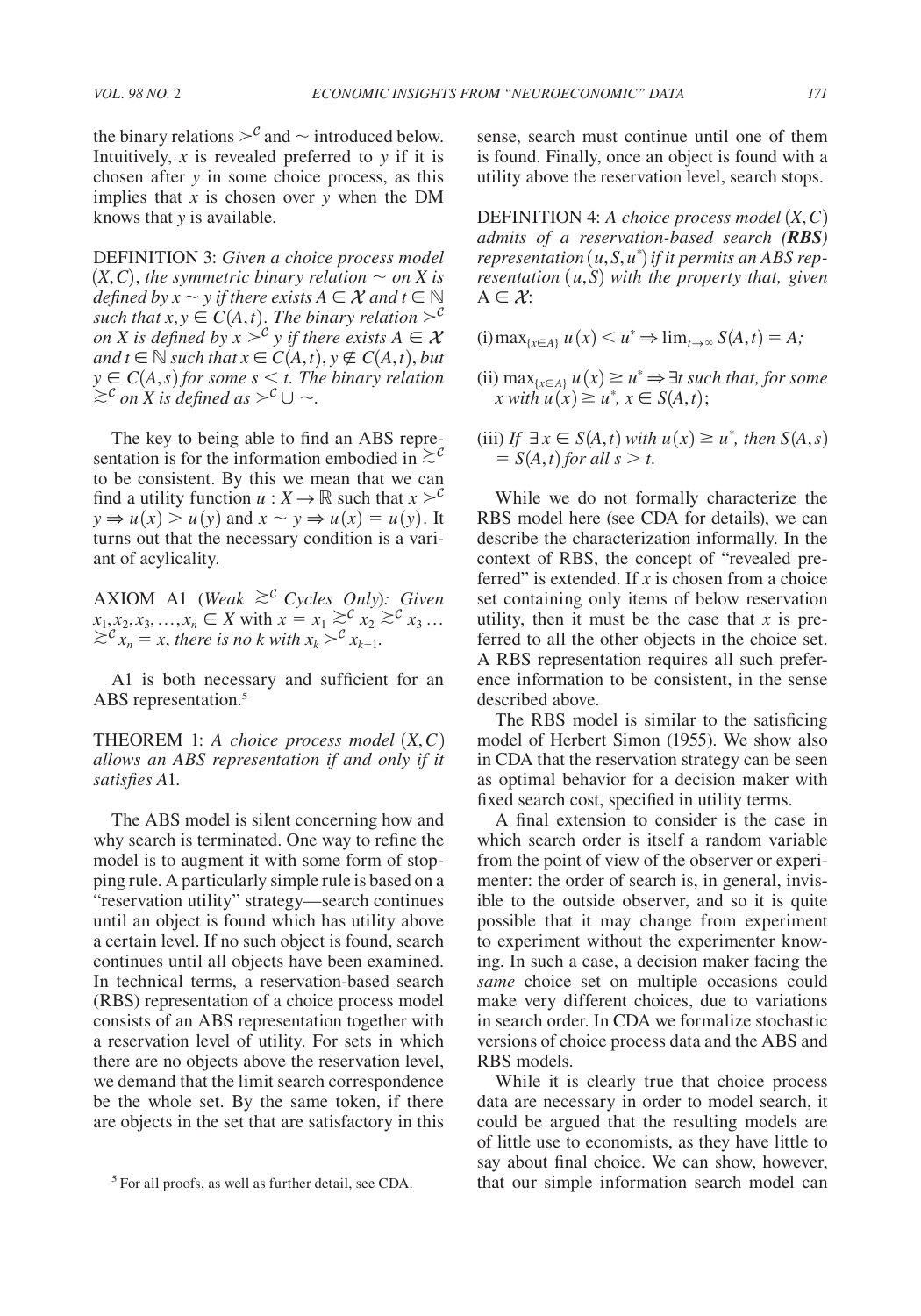the binary relations $\succ^{\mathcal{C}}$ and $\sim$ introduced below. Intuitively, $x$ is revealed preferred to $y$ if it is chosen after $y$ in some choice process, as this implies that $x$ is chosen over $y$ when the DM knows that $y$ is available.

DEFINITION 3: *Given a choice process model* $(X, C)$, *the symmetric binary relation* $\sim$ *on* $X$ *is defined by* $x \sim y$ *if there exists* $A \in \mathcal{X}$ *and* $t \in \mathbb{N}$ *such that* $x, y \in C(A, t)$. *The binary relation* $\succ^{\mathcal{C}}$ *on* $X$ *is defined by* $x \succ^{\mathcal{C}} y$ *if there exists* $A \in \mathcal{X}$ *and* $t \in \mathbb{N}$ *such that* $x \in C(A, t)$, $y \notin C(A, t)$, *but* $y \in C(A, s)$ *for some* $s < t$. *The binary relation* $\succsim^{\mathcal{C}}$ *on* $X$ *is defined as* $\succ^{\mathcal{C}} \cup \sim$.

The key to being able to find an ABS representation is for the information embodied in $\succsim^{\mathcal{C}}$ to be consistent. By this we mean that we can find a utility function $u : X \to \mathbb{R}$ such that $x \succ^{\mathcal{C}} y \Rightarrow u(x) > u(y)$ and $x \sim y \Rightarrow u(x) = u(y)$. It turns out that the necessary condition is a variant of acylicality.

AXIOM A1 (*Weak* $\succsim^{\mathcal{C}}$ *Cycles Only*): *Given* $x_1, x_2, x_3, \ldots, x_n \in X$ with $x = x_1 \succsim^{\mathcal{C}} x_2 \succsim^{\mathcal{C}} x_3 \ldots \succsim^{\mathcal{C}} x_n = x$, *there is no* $k$ *with* $x_k \succ^{\mathcal{C}} x_{k+1}$.

A1 is both necessary and sufficient for an ABS representation.[5]

THEOREM 1: *A choice process model* $(X, C)$ *allows an ABS representation if and only if it satisfies A1.*

The ABS model is silent concerning how and why search is terminated. One way to refine the model is to augment it with some form of stopping rule. A particularly simple rule is based on a "reservation utility" strategy—search continues until an object is found which has utility above a certain level. If no such object is found, search continues until all objects have been examined. In technical terms, a reservation-based search (RBS) representation of a choice process model consists of an ABS representation together with a reservation level of utility. For sets in which there are no objects above the reservation level, we demand that the limit search correspondence be the whole set. By the same token, if there are objects in the set that are satisfactory in this sense, search must continue until one of them is found. Finally, once an object is found with a utility above the reservation level, search stops.

DEFINITION 4: *A choice process model* $(X, C)$ *admits of a reservation-based search (**RBS**) representation* $(u, S, u^*)$ *if it permits an ABS representation* $(u, S)$ *with the property that, given* $A \in \mathcal{X}$:

(i) $\max_{\{x \in A\}} u(x) < u^* \Rightarrow \lim_{t \to \infty} S(A, t) = A$;

(ii) $\max_{\{x \in A\}} u(x) \geq u^* \Rightarrow \exists t$ *such that, for some* $x$ *with* $u(x) \geq u^*$, $x \in S(A, t)$;

(iii) *If* $\exists\, x \in S(A, t)$ *with* $u(x) \geq u^*$, *then* $S(A, s) = S(A, t)$ *for all* $s > t$.

While we do not formally characterize the RBS model here (see CDA for details), we can describe the characterization informally. In the context of RBS, the concept of "revealed preferred" is extended. If $x$ is chosen from a choice set containing only items of below reservation utility, then it must be the case that $x$ is preferred to all the other objects in the choice set. A RBS representation requires all such preference information to be consistent, in the sense described above.

The RBS model is similar to the satisficing model of Herbert Simon (1955). We show also in CDA that the reservation strategy can be seen as optimal behavior for a decision maker with fixed search cost, specified in utility terms.

A final extension to consider is the case in which search order is itself a random variable from the point of view of the observer or experimenter: the order of search is, in general, invisible to the outside observer, and so it is quite possible that it may change from experiment to experiment without the experimenter knowing. In such a case, a decision maker facing the *same* choice set on multiple occasions could make very different choices, due to variations in search order. In CDA we formalize stochastic versions of choice process data and the ABS and RBS models.

While it is clearly true that choice process data are necessary in order to model search, it could be argued that the resulting models are of little use to economists, as they have little to say about final choice. We can show, however, that our simple information search model can

[5] For all proofs, as well as further detail, see CDA.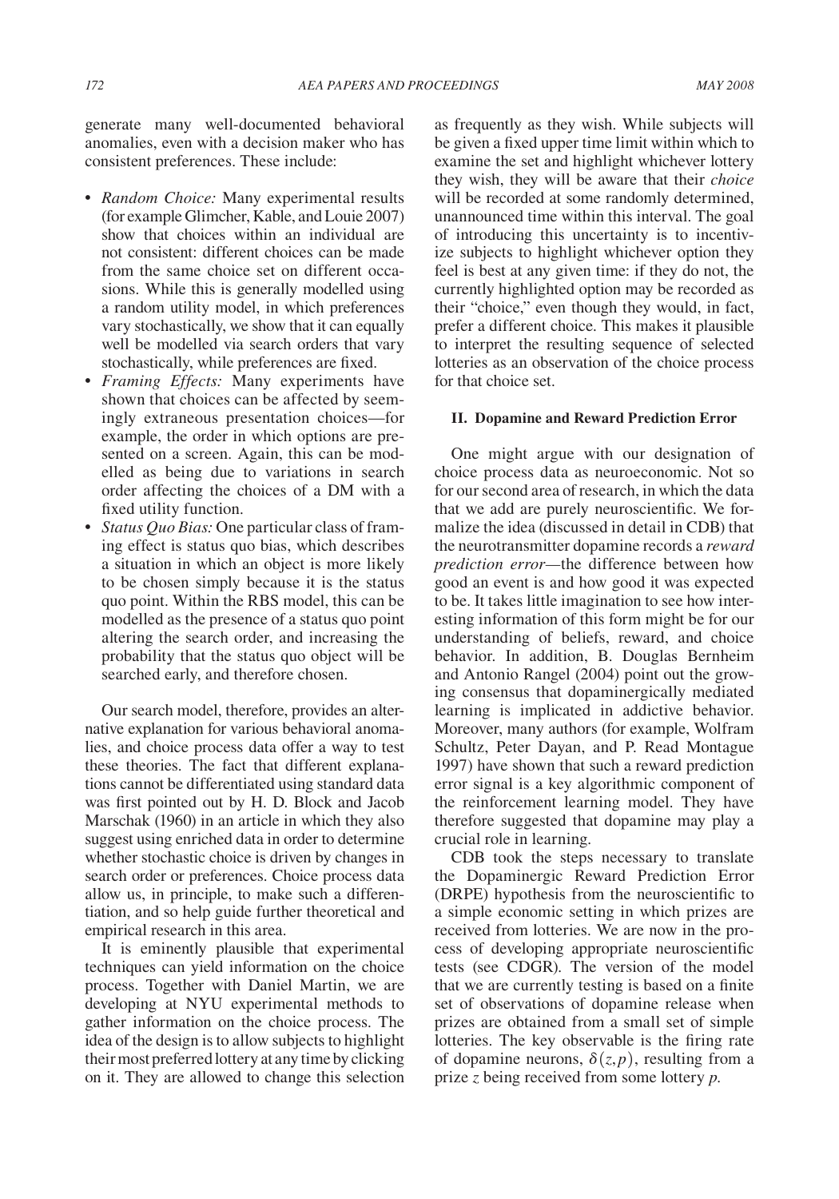generate many well-documented behavioral anomalies, even with a decision maker who has consistent preferences. These include:

- *Random Choice:* Many experimental results (for example Glimcher, Kable, and Louie 2007) show that choices within an individual are not consistent: different choices can be made from the same choice set on different occasions. While this is generally modelled using a random utility model, in which preferences vary stochastically, we show that it can equally well be modelled via search orders that vary stochastically, while preferences are fixed.
- *Framing Effects:* Many experiments have shown that choices can be affected by seemingly extraneous presentation choices—for example, the order in which options are presented on a screen. Again, this can be modelled as being due to variations in search order affecting the choices of a DM with a fixed utility function.
- *Status Quo Bias:* One particular class of framing effect is status quo bias, which describes a situation in which an object is more likely to be chosen simply because it is the status quo point. Within the RBS model, this can be modelled as the presence of a status quo point altering the search order, and increasing the probability that the status quo object will be searched early, and therefore chosen.

Our search model, therefore, provides an alternative explanation for various behavioral anomalies, and choice process data offer a way to test these theories. The fact that different explanations cannot be differentiated using standard data was first pointed out by H. D. Block and Jacob Marschak (1960) in an article in which they also suggest using enriched data in order to determine whether stochastic choice is driven by changes in search order or preferences. Choice process data allow us, in principle, to make such a differentiation, and so help guide further theoretical and empirical research in this area.

It is eminently plausible that experimental techniques can yield information on the choice process. Together with Daniel Martin, we are developing at NYU experimental methods to gather information on the choice process. The idea of the design is to allow subjects to highlight their most preferred lottery at any time by clicking on it. They are allowed to change this selection as frequently as they wish. While subjects will be given a fixed upper time limit within which to examine the set and highlight whichever lottery they wish, they will be aware that their *choice* will be recorded at some randomly determined, unannounced time within this interval. The goal of introducing this uncertainty is to incentivize subjects to highlight whichever option they feel is best at any given time: if they do not, the currently highlighted option may be recorded as their "choice," even though they would, in fact, prefer a different choice. This makes it plausible to interpret the resulting sequence of selected lotteries as an observation of the choice process for that choice set.

## II. Dopamine and Reward Prediction Error

One might argue with our designation of choice process data as neuroeconomic. Not so for our second area of research, in which the data that we add are purely neuroscientific. We formalize the idea (discussed in detail in CDB) that the neurotransmitter dopamine records a *reward prediction error*—the difference between how good an event is and how good it was expected to be. It takes little imagination to see how interesting information of this form might be for our understanding of beliefs, reward, and choice behavior. In addition, B. Douglas Bernheim and Antonio Rangel (2004) point out the growing consensus that dopaminergically mediated learning is implicated in addictive behavior. Moreover, many authors (for example, Wolfram Schultz, Peter Dayan, and P. Read Montague 1997) have shown that such a reward prediction error signal is a key algorithmic component of the reinforcement learning model. They have therefore suggested that dopamine may play a crucial role in learning.

CDB took the steps necessary to translate the Dopaminergic Reward Prediction Error (DRPE) hypothesis from the neuroscientific to a simple economic setting in which prizes are received from lotteries. We are now in the process of developing appropriate neuroscientific tests (see CDGR). The version of the model that we are currently testing is based on a finite set of observations of dopamine release when prizes are obtained from a small set of simple lotteries. The key observable is the firing rate of dopamine neurons, $\delta(z,p)$, resulting from a prize $z$ being received from some lottery $p$.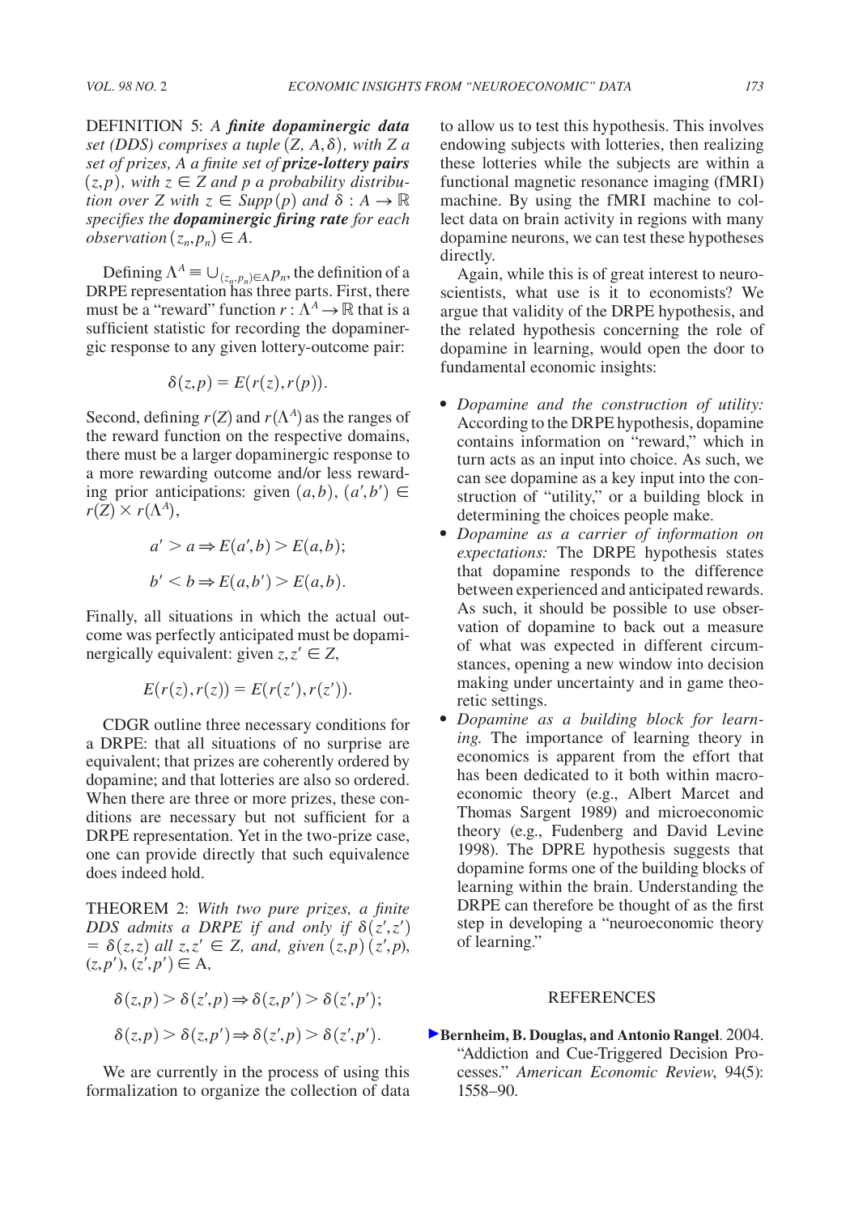DEFINITION 5: *A **finite dopaminergic data set (DDS)** comprises a tuple* $(Z, A, \delta)$*, with* $Z$ *a set of prizes,* $A$ *a finite set of **prize-lottery pairs*** $(z, p)$*, with* $z \in Z$ *and* $p$ *a probability distribution over* $Z$ *with* $z \in Supp(p)$ *and* $\delta : A \to \mathbb{R}$ *specifies the **dopaminergic firing rate** for each observation* $(z_n, p_n) \in A$*.*

Defining $\Lambda^A \equiv \cup_{(z_n,p_n)\in A} p_n$, the definition of a DRPE representation has three parts. First, there must be a "reward" function $r : \Lambda^A \to \mathbb{R}$ that is a sufficient statistic for recording the dopaminergic response to any given lottery-outcome pair:

$$\delta(z,p) = E(r(z), r(p)).$$

Second, defining $r(Z)$ and $r(\Lambda^A)$ as the ranges of the reward function on the respective domains, there must be a larger dopaminergic response to a more rewarding outcome and/or less rewarding prior anticipations: given $(a,b)$, $(a',b') \in r(Z) \times r(\Lambda^A)$,

$$a' > a \Rightarrow E(a',b) > E(a,b);$$

$$b' < b \Rightarrow E(a,b') > E(a,b).$$

Finally, all situations in which the actual outcome was perfectly anticipated must be dopaminergically equivalent: given $z, z' \in Z$,

$$E(r(z), r(z)) = E(r(z'), r(z')).$$

CDGR outline three necessary conditions for a DRPE: that all situations of no surprise are equivalent; that prizes are coherently ordered by dopamine; and that lotteries are also so ordered. When there are three or more prizes, these conditions are necessary but not sufficient for a DRPE representation. Yet in the two-prize case, one can provide directly that such equivalence does indeed hold.

THEOREM 2: *With two pure prizes, a finite DDS admits a DRPE if and only if* $\delta(z',z') = \delta(z,z)$ *all* $z, z' \in Z$*, and, given* $(z,p)$ $(z',p)$*,* $(z,p')$*,* $(z',p') \in A$*,*

$$\delta(z,p) > \delta(z',p) \Rightarrow \delta(z,p') > \delta(z',p');$$

$$\delta(z,p) > \delta(z,p') \Rightarrow \delta(z',p) > \delta(z',p').$$

We are currently in the process of using this formalization to organize the collection of data to allow us to test this hypothesis. This involves endowing subjects with lotteries, then realizing these lotteries while the subjects are within a functional magnetic resonance imaging (fMRI) machine. By using the fMRI machine to collect data on brain activity in regions with many dopamine neurons, we can test these hypotheses directly.

Again, while this is of great interest to neuroscientists, what use is it to economists? We argue that validity of the DRPE hypothesis, and the related hypothesis concerning the role of dopamine in learning, would open the door to fundamental economic insights:

- *Dopamine and the construction of utility:* According to the DRPE hypothesis, dopamine contains information on "reward," which in turn acts as an input into choice. As such, we can see dopamine as a key input into the construction of "utility," or a building block in determining the choices people make.
- *Dopamine as a carrier of information on expectations:* The DRPE hypothesis states that dopamine responds to the difference between experienced and anticipated rewards. As such, it should be possible to use observation of dopamine to back out a measure of what was expected in different circumstances, opening a new window into decision making under uncertainty and in game theoretic settings.
- *Dopamine as a building block for learning.* The importance of learning theory in economics is apparent from the effort that has been dedicated to it both within macroeconomic theory (e.g., Albert Marcet and Thomas Sargent 1989) and microeconomic theory (e.g., Fudenberg and David Levine 1998). The DPRE hypothesis suggests that dopamine forms one of the building blocks of learning within the brain. Understanding the DRPE can therefore be thought of as the first step in developing a "neuroeconomic theory of learning."

## REFERENCES

**Bernheim, B. Douglas, and Antonio Rangel**. 2004. "Addiction and Cue-Triggered Decision Processes." *American Economic Review*, 94(5): 1558–90.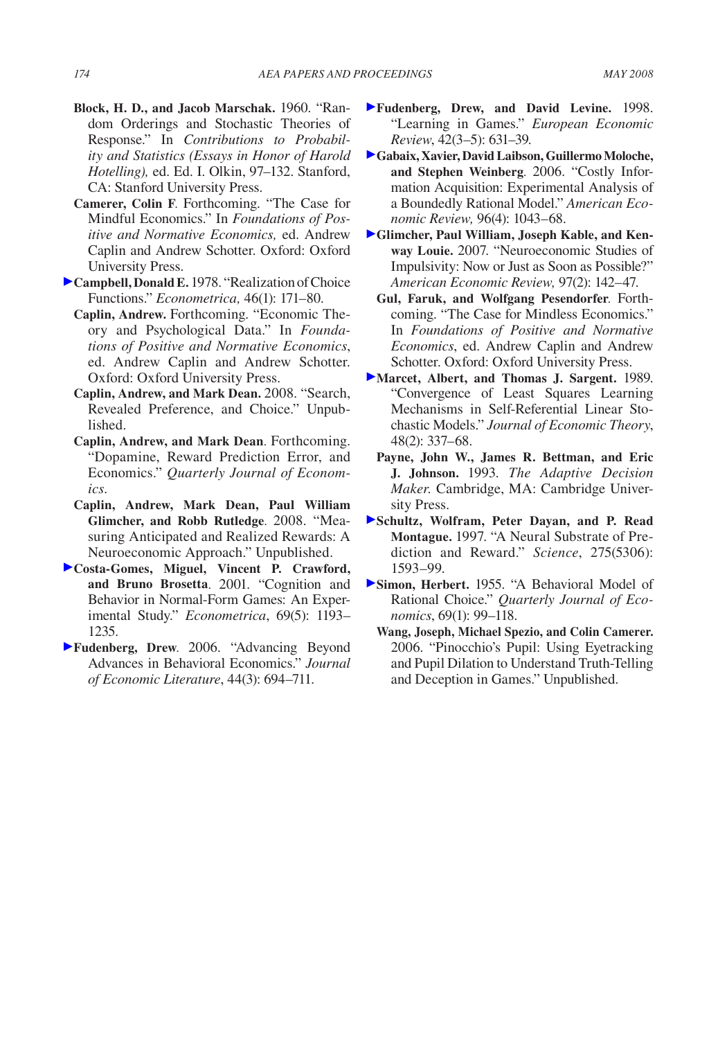**Block, H. D., and Jacob Marschak.** 1960. "Random Orderings and Stochastic Theories of Response." In *Contributions to Probability and Statistics (Essays in Honor of Harold Hotelling),* ed. Ed. I. Olkin, 97–132. Stanford, CA: Stanford University Press.

**Camerer, Colin F**. Forthcoming. "The Case for Mindful Economics." In *Foundations of Positive and Normative Economics,* ed. Andrew Caplin and Andrew Schotter. Oxford: Oxford University Press.

**Campbell, Donald E.** 1978. "Realization of Choice Functions." *Econometrica,* 46(1): 171–80.

**Caplin, Andrew.** Forthcoming. "Economic Theory and Psychological Data." In *Foundations of Positive and Normative Economics*, ed. Andrew Caplin and Andrew Schotter. Oxford: Oxford University Press.

**Caplin, Andrew, and Mark Dean.** 2008. "Search, Revealed Preference, and Choice." Unpublished.

**Caplin, Andrew, and Mark Dean**. Forthcoming. "Dopamine, Reward Prediction Error, and Economics." *Quarterly Journal of Economics*.

**Caplin, Andrew, Mark Dean, Paul William Glimcher, and Robb Rutledge**. 2008. "Measuring Anticipated and Realized Rewards: A Neuroeconomic Approach." Unpublished.

**Costa-Gomes, Miguel, Vincent P. Crawford, and Bruno Brosetta**. 2001. "Cognition and Behavior in Normal-Form Games: An Experimental Study." *Econometrica*, 69(5): 1193–1235.

**Fudenberg, Drew**. 2006. "Advancing Beyond Advances in Behavioral Economics." *Journal of Economic Literature*, 44(3): 694–711.

**Fudenberg, Drew, and David Levine.** 1998. "Learning in Games." *European Economic Review*, 42(3–5): 631–39.

**Gabaix, Xavier, David Laibson, Guillermo Moloche, and Stephen Weinberg**. 2006. "Costly Information Acquisition: Experimental Analysis of a Boundedly Rational Model." *American Economic Review,* 96(4): 1043–68.

**Glimcher, Paul William, Joseph Kable, and Kenway Louie.** 2007. "Neuroeconomic Studies of Impulsivity: Now or Just as Soon as Possible?" *American Economic Review,* 97(2): 142–47.

**Gul, Faruk, and Wolfgang Pesendorfer**. Forthcoming. "The Case for Mindless Economics." In *Foundations of Positive and Normative Economics*, ed. Andrew Caplin and Andrew Schotter. Oxford: Oxford University Press.

**Marcet, Albert, and Thomas J. Sargent.** 1989. "Convergence of Least Squares Learning Mechanisms in Self-Referential Linear Stochastic Models." *Journal of Economic Theory*, 48(2): 337–68.

**Payne, John W., James R. Bettman, and Eric J. Johnson.** 1993. *The Adaptive Decision Maker.* Cambridge, MA: Cambridge University Press.

**Schultz, Wolfram, Peter Dayan, and P. Read Montague.** 1997. "A Neural Substrate of Prediction and Reward." *Science*, 275(5306): 1593–99.

**Simon, Herbert.** 1955. "A Behavioral Model of Rational Choice." *Quarterly Journal of Economics*, 69(1): 99–118.

**Wang, Joseph, Michael Spezio, and Colin Camerer.** 2006. "Pinocchio's Pupil: Using Eyetracking and Pupil Dilation to Understand Truth-Telling and Deception in Games." Unpublished.